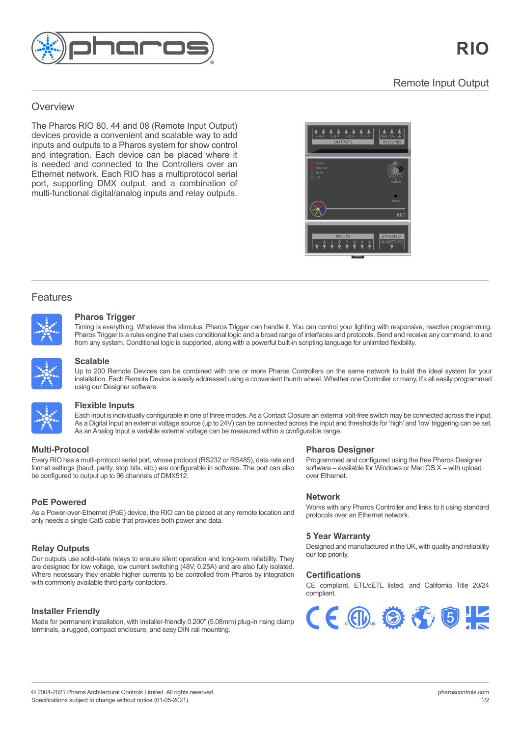# RIO

## Remote Input Output

## Overview

The Pharos RIO 80, 44 and 08 (Remote Input Output) devices provide a convenient and scalable way to add inputs and outputs to a Pharos system for show control and integration. Each device can be placed where it is needed and connected to the Controllers over an Ethernet network. Each RIO has a multiprotocol serial port, supporting DMX output, and a combination of multi-functional digital/analog inputs and relay outputs.

## Features

### Pharos Trigger

Timing is everything. Whatever the stimulus, Pharos Trigger can handle it. You can control your lighting with responsive, reactive programming. Pharos Trigger is a rules engine that uses conditional logic and a broad range of interfaces and protocols. Send and receive any command, to and from any system. Conditional logic is supported, along with a powerful built-in scripting language for unlimited flexibility.

### Scalable

Up to 200 Remote Devices can be combined with one or more Pharos Controllers on the same network to build the ideal system for your installation. Each Remote Device is easily addressed using a convenient thumb wheel. Whether one Controller or many, it's all easily programmed using our Designer software.

### Flexible Inputs

Each input is individually configurable in one of three modes. As a Contact Closure an external volt-free switch may be connected across the input. As a Digital Input an external voltage source (up to 24V) can be connected across the input and thresholds for 'high' and 'low' triggering can be set. As an Analog Input a variable external voltage can be measured within a configurable range.

### Multi-Protocol

Every RIO has a multi-protocol serial port, whose protocol (RS232 or RS485), data rate and format settings (baud, parity, stop bits, etc.) are configurable in software. The port can also be configured to output up to 96 channels of DMX512.

### PoE Powered

As a Power-over-Ethernet (PoE) device, the RIO can be placed at any remote location and only needs a single Cat5 cable that provides both power and data.

### Relay Outputs

Our outputs use solid-state relays to ensure silent operation and long-term reliability. They are designed for low voltage, low current switching (48V, 0.25A) and are also fully isolated. Where necessary they enable higher currents to be controlled from Pharos by integration with commonly available third-party contactors.

### Installer Friendly

Made for permanent installation, with installer-friendly 0.200" (5.08mm) plug-in rising clamp terminals, a rugged, compact enclosure, and easy DIN rail mounting.

### Pharos Designer

Programmed and configured using the free Pharos Designer software – available for Windows or Mac OS X – with upload over Ethernet.

### Network

Works with any Pharos Controller and links to it using standard protocols over an Ethernet network.

### 5 Year Warranty

Designed and manufactured in the UK, with quality and reliability our top priority.

### Certifications

CE compliant, ETL/cETL listed, and California Title 20/24 compliant.

© 2004-2021 Pharos Architectural Controls Limited. All rights reserved.
Specifications subject to change without notice (01-05-2021).

pharoscontrols.com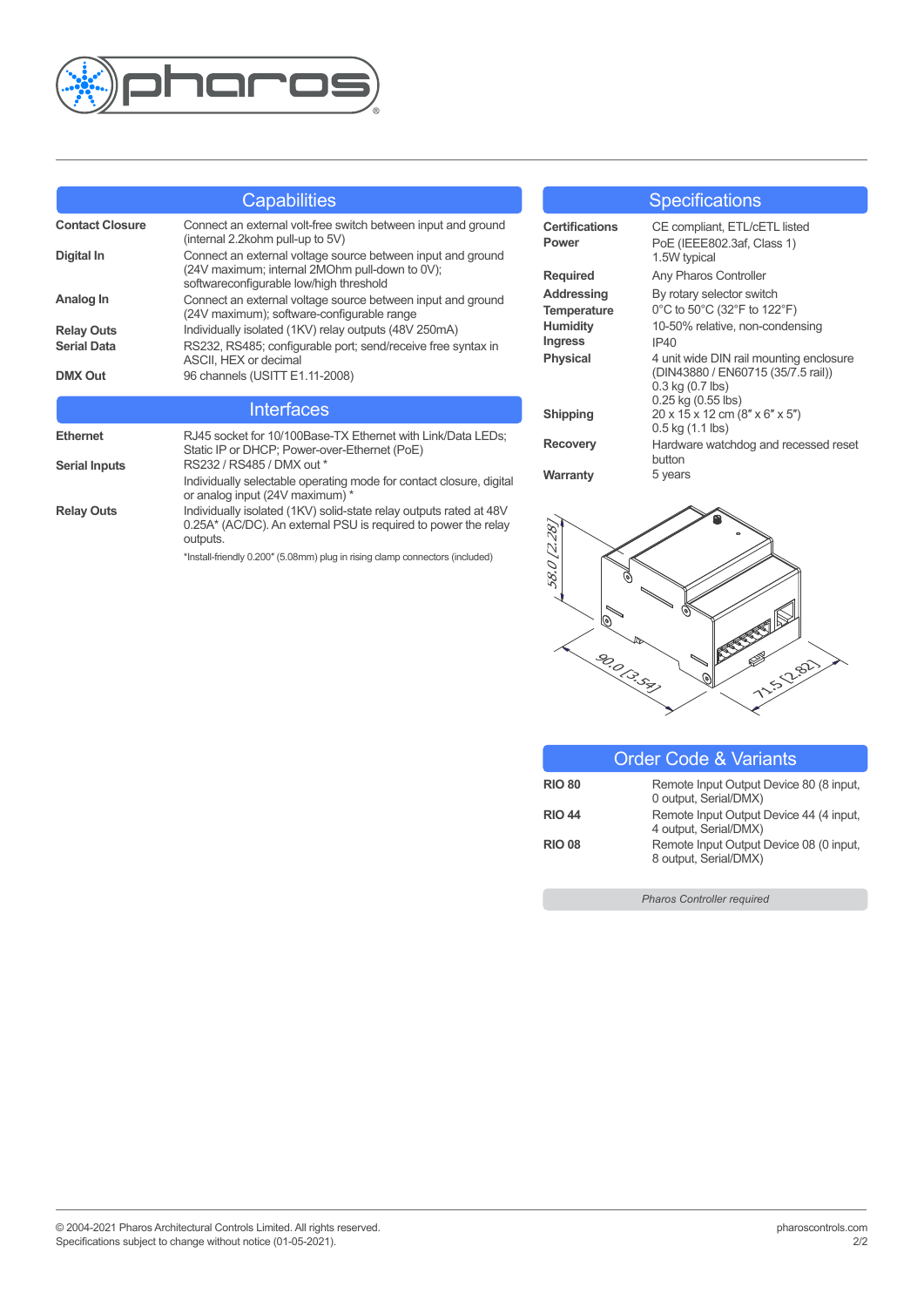## Capabilities

| | |
|---|---|
| **Contact Closure** | Connect an external volt-free switch between input and ground (internal 2.2kohm pull-up to 5V) |
| **Digital In** | Connect an external voltage source between input and ground (24V maximum; internal 2MOhm pull-down to 0V); softwareconfigurable low/high threshold |
| **Analog In** | Connect an external voltage source between input and ground (24V maximum); software-configurable range |
| **Relay Outs** | Individually isolated (1KV) relay outputs (48V 250mA) |
| **Serial Data** | RS232, RS485; configurable port; send/receive free syntax in ASCII, HEX or decimal |
| **DMX Out** | 96 channels (USITT E1.11-2008) |

## Interfaces

| | |
|---|---|
| **Ethernet** | RJ45 socket for 10/100Base-TX Ethernet with Link/Data LEDs; Static IP or DHCP; Power-over-Ethernet (PoE) |
| **Serial Inputs** | RS232 / RS485 / DMX out * |
| | Individually selectable operating mode for contact closure, digital or analog input (24V maximum) * |
| **Relay Outs** | Individually isolated (1KV) solid-state relay outputs rated at 48V 0.25A* (AC/DC). An external PSU is required to power the relay outputs. |

*Install-friendly 0.200" (5.08mm) plug in rising clamp connectors (included)

## Specifications

| | |
|---|---|
| **Certifications** | CE compliant, ETL/cETL listed |
| **Power** | PoE (IEEE802.3af, Class 1) 1.5W typical |
| **Required** | Any Pharos Controller |
| **Addressing** | By rotary selector switch |
| **Temperature** | 0°C to 50°C (32°F to 122°F) |
| **Humidity** | 10-50% relative, non-condensing |
| **Ingress** | IP40 |
| **Physical** | 4 unit wide DIN rail mounting enclosure (DIN43880 / EN60715 (35/7.5 rail)) 0.3 kg (0.7 lbs) 0.25 kg (0.55 lbs) |
| **Shipping** | 20 x 15 x 12 cm (8″ x 6″ x 5″) 0.5 kg (1.1 lbs) |
| **Recovery** | Hardware watchdog and recessed reset button |
| **Warranty** | 5 years |

58.0 [2.28]
90.0 [3.54]
71.5 [2.82]

## Order Code & Variants

| | |
|---|---|
| **RIO 80** | Remote Input Output Device 80 (8 input, 0 output, Serial/DMX) |
| **RIO 44** | Remote Input Output Device 44 (4 input, 4 output, Serial/DMX) |
| **RIO 08** | Remote Input Output Device 08 (0 input, 8 output, Serial/DMX) |

*Pharos Controller required*

© 2004-2021 Pharos Architectural Controls Limited. All rights reserved.
Specifications subject to change without notice (01-05-2021).

pharoscontrols.com